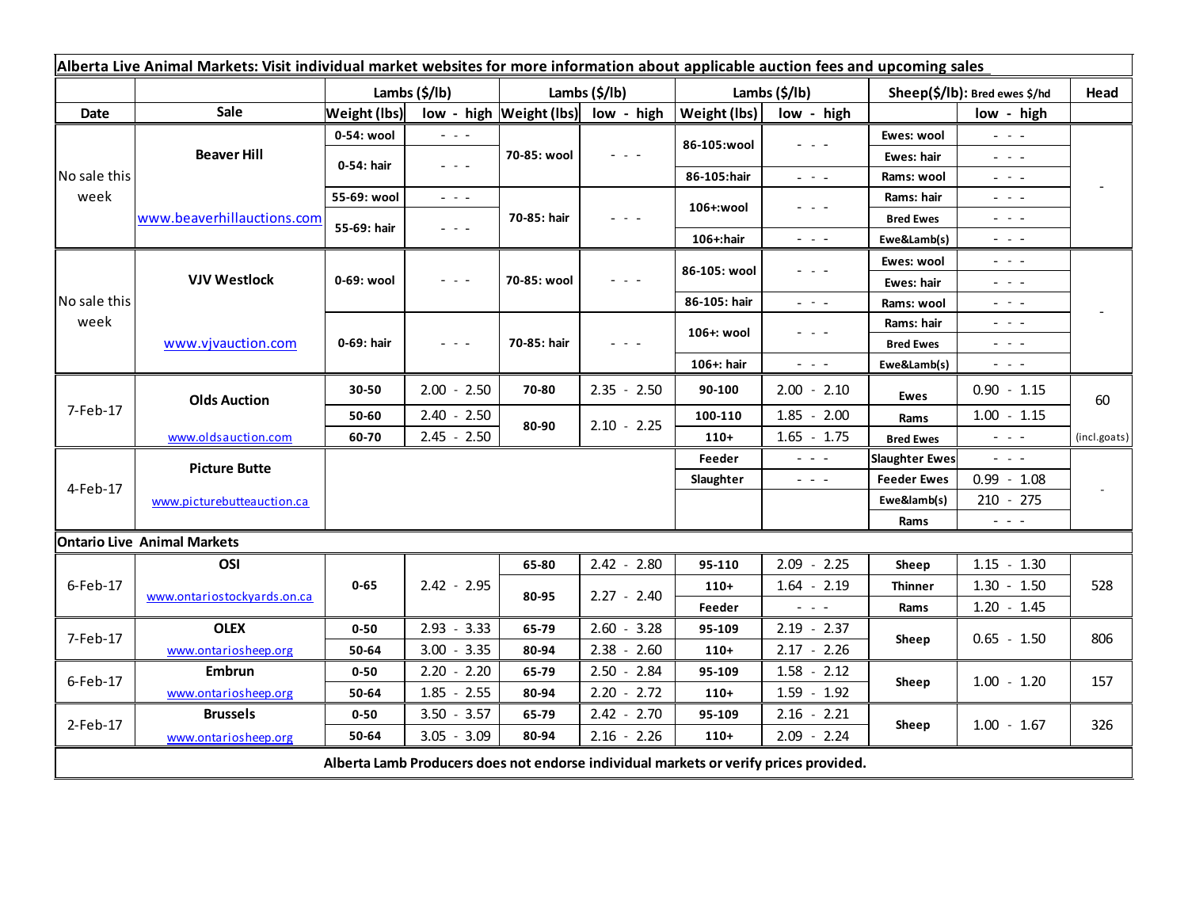| Alberta Live Animal Markets: Visit individual market websites for more information about applicable auction fees and upcoming sales | | | | | | | | | | | |
|---|---|---|---|---|---|---|---|---|---|---|---|
| | | Lambs ($/lb) | | Lambs ($/lb) | | Lambs ($/lb) | | Sheep($/lb): Bred ewes $/hd | | Head |
| Date | Sale | Weight (lbs) | low - high | Weight (lbs) | low - high | Weight (lbs) | low - high | | low - high | |
| No sale this week | Beaver Hill | 0-54: wool | - - - | 70-85: wool | - - - | 86-105:wool | - - - | Ewes: wool | - - - | - |
| | | 0-54: hair | - - - | | | | | Ewes: hair | - - - | |
| | | | | | | 86-105:hair | - - - | Rams: wool | - - - | |
| | www.beaverhillauctions.com | 55-69: wool | - - - | 70-85: hair | - - - | 106+:wool | - - - | Rams: hair | - - - | |
| | | 55-69: hair | - - - | | | | | Bred Ewes | - - - | |
| | | | | | | 106+:hair | - - - | Ewe&Lamb(s) | - - - | |
| No sale this week | VJV Westlock | 0-69: wool | - - - | 70-85: wool | - - - | 86-105: wool | - - - | Ewes: wool | - - - | - |
| | | | | | | | | Ewes: hair | - - - | |
| | | | | | | 86-105: hair | - - - | Rams: wool | - - - | |
| | www.vjvauction.com | 0-69: hair | - - - | 70-85: hair | - - - | 106+: wool | - - - | Rams: hair | - - - | |
| | | | | | | | | Bred Ewes | - - - | |
| | | | | | | 106+: hair | - - - | Ewe&Lamb(s) | - - - | |
| 7-Feb-17 | Olds Auction | 30-50 | 2.00 - 2.50 | 70-80 | 2.35 - 2.50 | 90-100 | 2.00 - 2.10 | Ewes | 0.90 - 1.15 | 60 |
| | | 50-60 | 2.40 - 2.50 | 80-90 | 2.10 - 2.25 | 100-110 | 1.85 - 2.00 | Rams | 1.00 - 1.15 | |
| | www.oldsauction.com | 60-70 | 2.45 - 2.50 | | | 110+ | 1.65 - 1.75 | Bred Ewes | - - - | (incl.goats) |
| 4-Feb-17 | Picture Butte | | | | | Feeder | - - - | Slaughter Ewes | - - - | - |
| | | | | | | Slaughter | - - - | Feeder Ewes | 0.99 - 1.08 | |
| | www.picturebutteauction.ca | | | | | | | Ewe&lamb(s) | 210 - 275 | |
| | | | | | | | | Rams | - - - | |
| Ontario Live Animal Markets | | | | | | | | | | |
| 6-Feb-17 | OSI | 0-65 | 2.42 - 2.95 | 65-80 | 2.42 - 2.80 | 95-110 | 2.09 - 2.25 | Sheep | 1.15 - 1.30 | 528 |
| | www.ontariostockyards.on.ca | | | 80-95 | 2.27 - 2.40 | 110+ | 1.64 - 2.19 | Thinner | 1.30 - 1.50 | |
| | | | | | | Feeder | - - - | Rams | 1.20 - 1.45 | |
| 7-Feb-17 | OLEX | 0-50 | 2.93 - 3.33 | 65-79 | 2.60 - 3.28 | 95-109 | 2.19 - 2.37 | Sheep | 0.65 - 1.50 | 806 |
| | www.ontariosheep.org | 50-64 | 3.00 - 3.35 | 80-94 | 2.38 - 2.60 | 110+ | 2.17 - 2.26 | | | |
| 6-Feb-17 | Embrun | 0-50 | 2.20 - 2.20 | 65-79 | 2.50 - 2.84 | 95-109 | 1.58 - 2.12 | Sheep | 1.00 - 1.20 | 157 |
| | www.ontariosheep.org | 50-64 | 1.85 - 2.55 | 80-94 | 2.20 - 2.72 | 110+ | 1.59 - 1.92 | | | |
| 2-Feb-17 | Brussels | 0-50 | 3.50 - 3.57 | 65-79 | 2.42 - 2.70 | 95-109 | 2.16 - 2.21 | Sheep | 1.00 - 1.67 | 326 |
| | www.ontariosheep.org | 50-64 | 3.05 - 3.09 | 80-94 | 2.16 - 2.26 | 110+ | 2.09 - 2.24 | | | |

**Alberta Lamb Producers does not endorse individual markets or verify prices provided.**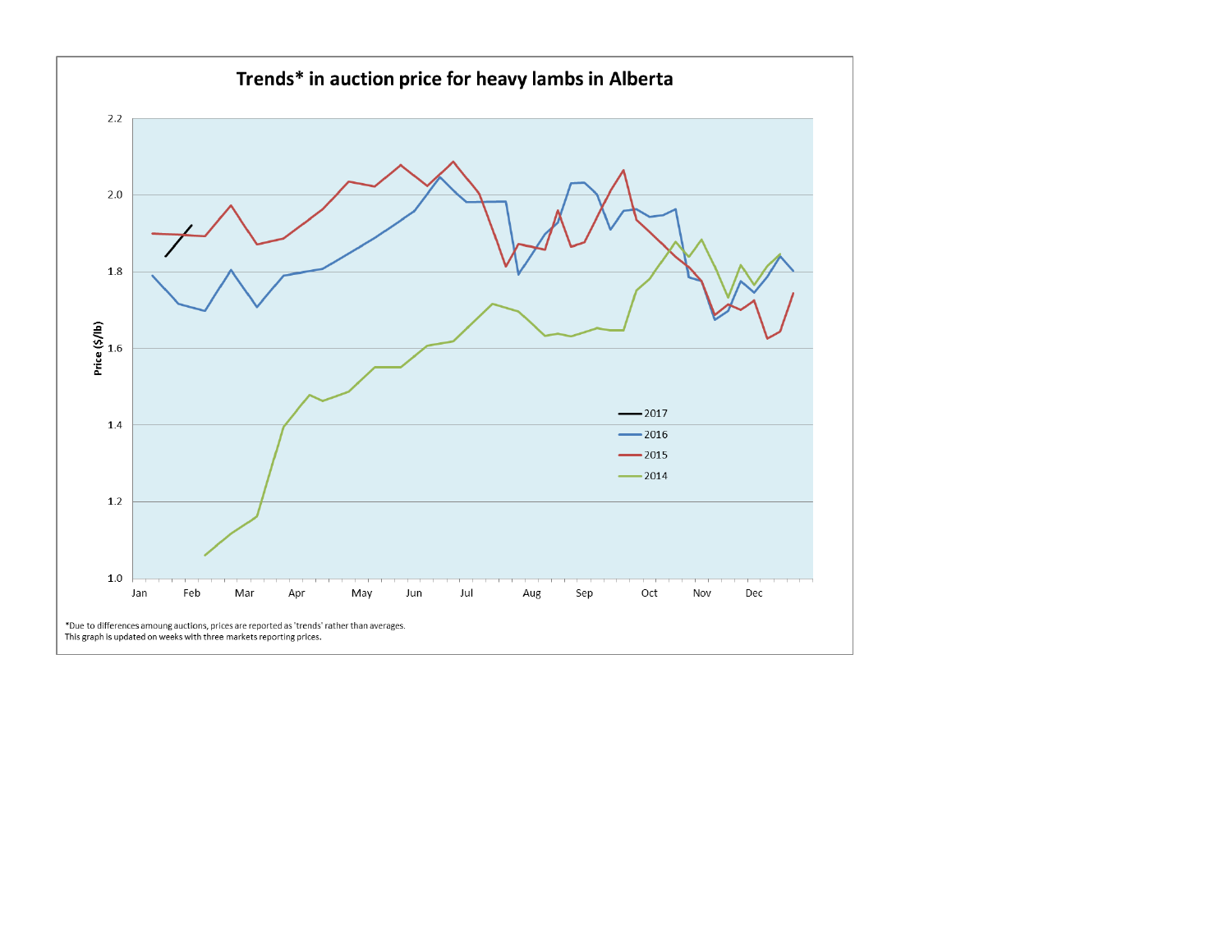# Trends* in auction price for heavy lambs in Alberta

Price ($/lb)

2.2
2.0
1.8
1.6
1.4
1.2
1.0

Jan Feb Mar Apr May Jun Jul Aug Sep Oct Nov Dec

2017
2016
2015
2014

*Due to differences amoung auctions, prices are reported as 'trends' rather than averages.
This graph is updated on weeks with three markets reporting prices.